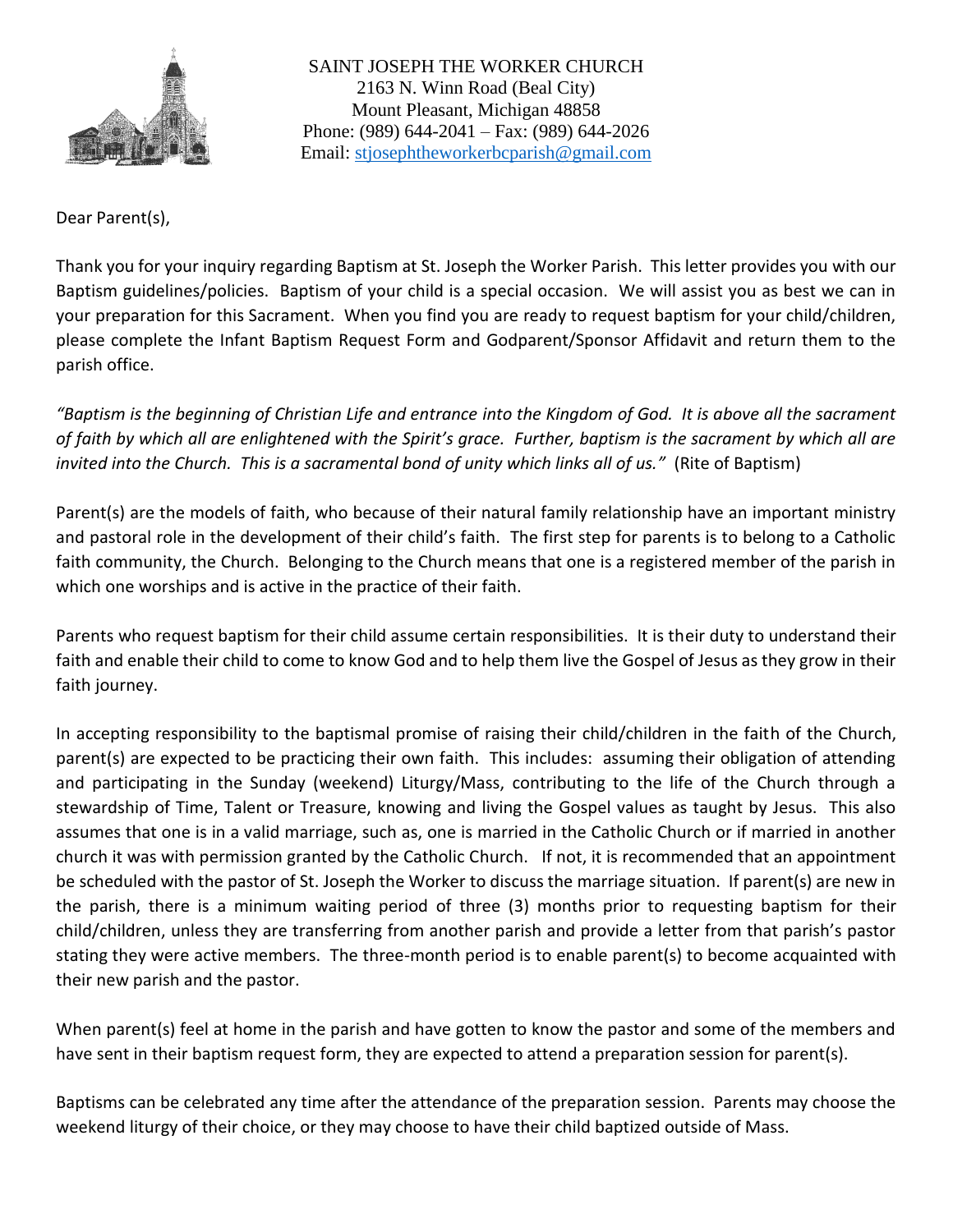SAINT JOSEPH THE WORKER CHURCH
2163 N. Winn Road (Beal City)
Mount Pleasant, Michigan 48858
Phone: (989) 644-2041 – Fax: (989) 644-2026
Email: stjosephtheworkerbcparish@gmail.com

Dear Parent(s),

Thank you for your inquiry regarding Baptism at St. Joseph the Worker Parish. This letter provides you with our Baptism guidelines/policies. Baptism of your child is a special occasion. We will assist you as best we can in your preparation for this Sacrament. When you find you are ready to request baptism for your child/children, please complete the Infant Baptism Request Form and Godparent/Sponsor Affidavit and return them to the parish office.

*"Baptism is the beginning of Christian Life and entrance into the Kingdom of God. It is above all the sacrament of faith by which all are enlightened with the Spirit's grace. Further, baptism is the sacrament by which all are invited into the Church. This is a sacramental bond of unity which links all of us."* (Rite of Baptism)

Parent(s) are the models of faith, who because of their natural family relationship have an important ministry and pastoral role in the development of their child's faith. The first step for parents is to belong to a Catholic faith community, the Church. Belonging to the Church means that one is a registered member of the parish in which one worships and is active in the practice of their faith.

Parents who request baptism for their child assume certain responsibilities. It is their duty to understand their faith and enable their child to come to know God and to help them live the Gospel of Jesus as they grow in their faith journey.

In accepting responsibility to the baptismal promise of raising their child/children in the faith of the Church, parent(s) are expected to be practicing their own faith. This includes: assuming their obligation of attending and participating in the Sunday (weekend) Liturgy/Mass, contributing to the life of the Church through a stewardship of Time, Talent or Treasure, knowing and living the Gospel values as taught by Jesus. This also assumes that one is in a valid marriage, such as, one is married in the Catholic Church or if married in another church it was with permission granted by the Catholic Church. If not, it is recommended that an appointment be scheduled with the pastor of St. Joseph the Worker to discuss the marriage situation. If parent(s) are new in the parish, there is a minimum waiting period of three (3) months prior to requesting baptism for their child/children, unless they are transferring from another parish and provide a letter from that parish's pastor stating they were active members. The three-month period is to enable parent(s) to become acquainted with their new parish and the pastor.

When parent(s) feel at home in the parish and have gotten to know the pastor and some of the members and have sent in their baptism request form, they are expected to attend a preparation session for parent(s).

Baptisms can be celebrated any time after the attendance of the preparation session. Parents may choose the weekend liturgy of their choice, or they may choose to have their child baptized outside of Mass.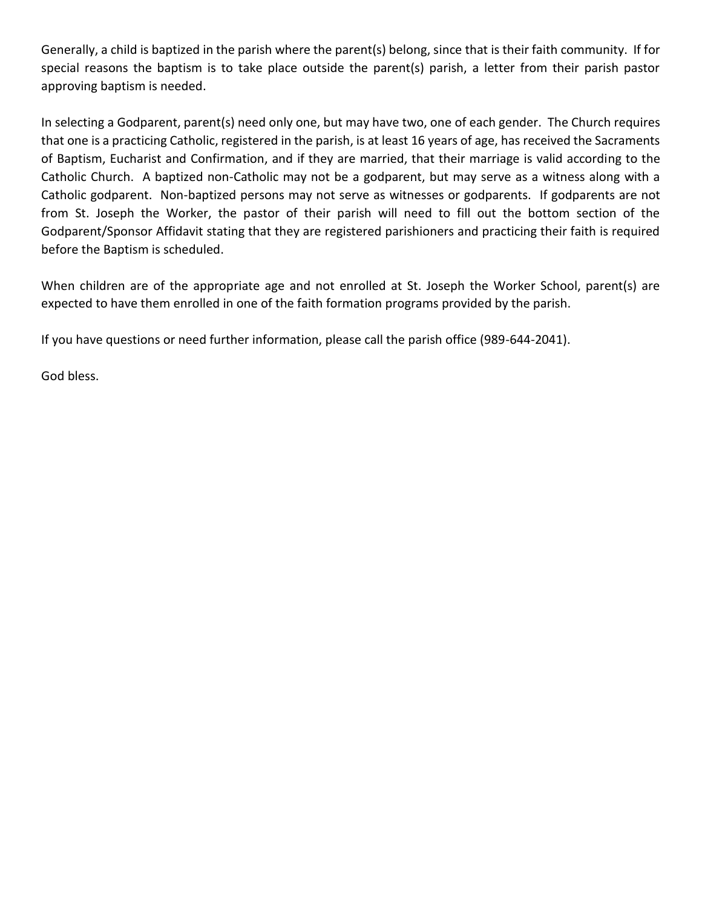Generally, a child is baptized in the parish where the parent(s) belong, since that is their faith community. If for special reasons the baptism is to take place outside the parent(s) parish, a letter from their parish pastor approving baptism is needed.

In selecting a Godparent, parent(s) need only one, but may have two, one of each gender. The Church requires that one is a practicing Catholic, registered in the parish, is at least 16 years of age, has received the Sacraments of Baptism, Eucharist and Confirmation, and if they are married, that their marriage is valid according to the Catholic Church. A baptized non-Catholic may not be a godparent, but may serve as a witness along with a Catholic godparent. Non-baptized persons may not serve as witnesses or godparents. If godparents are not from St. Joseph the Worker, the pastor of their parish will need to fill out the bottom section of the Godparent/Sponsor Affidavit stating that they are registered parishioners and practicing their faith is required before the Baptism is scheduled.

When children are of the appropriate age and not enrolled at St. Joseph the Worker School, parent(s) are expected to have them enrolled in one of the faith formation programs provided by the parish.

If you have questions or need further information, please call the parish office (989-644-2041).

God bless.